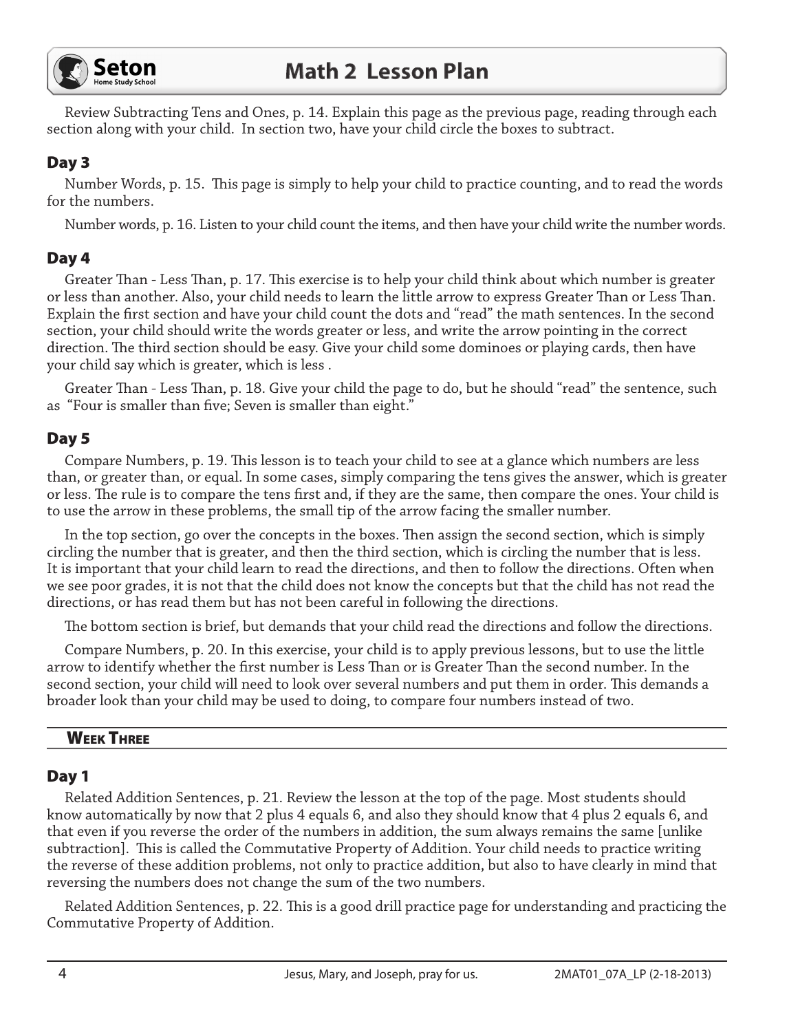Review Subtracting Tens and Ones, p. 14. Explain this page as the previous page, reading through each section along with your child. In section two, have your child circle the boxes to subtract.

### Day 3

Number Words, p. 15. This page is simply to help your child to practice counting, and to read the words for the numbers.

Number words, p. 16. Listen to your child count the items, and then have your child write the number words.

### Day 4

Greater Than - Less Than, p. 17. This exercise is to help your child think about which number is greater or less than another. Also, your child needs to learn the little arrow to express Greater Than or Less Than. Explain the first section and have your child count the dots and "read" the math sentences. In the second section, your child should write the words greater or less, and write the arrow pointing in the correct direction. The third section should be easy. Give your child some dominoes or playing cards, then have your child say which is greater, which is less .

Greater Than - Less Than, p. 18. Give your child the page to do, but he should "read" the sentence, such as "Four is smaller than five; Seven is smaller than eight."

### Day 5

Compare Numbers, p. 19. This lesson is to teach your child to see at a glance which numbers are less than, or greater than, or equal. In some cases, simply comparing the tens gives the answer, which is greater or less. The rule is to compare the tens first and, if they are the same, then compare the ones. Your child is to use the arrow in these problems, the small tip of the arrow facing the smaller number.

In the top section, go over the concepts in the boxes. Then assign the second section, which is simply circling the number that is greater, and then the third section, which is circling the number that is less. It is important that your child learn to read the directions, and then to follow the directions. Often when we see poor grades, it is not that the child does not know the concepts but that the child has not read the directions, or has read them but has not been careful in following the directions.

The bottom section is brief, but demands that your child read the directions and follow the directions.

Compare Numbers, p. 20. In this exercise, your child is to apply previous lessons, but to use the little arrow to identify whether the first number is Less Than or is Greater Than the second number. In the second section, your child will need to look over several numbers and put them in order. This demands a broader look than your child may be used to doing, to compare four numbers instead of two.

## Week Three

### Day 1

Related Addition Sentences, p. 21. Review the lesson at the top of the page. Most students should know automatically by now that 2 plus 4 equals 6, and also they should know that 4 plus 2 equals 6, and that even if you reverse the order of the numbers in addition, the sum always remains the same [unlike subtraction]. This is called the Commutative Property of Addition. Your child needs to practice writing the reverse of these addition problems, not only to practice addition, but also to have clearly in mind that reversing the numbers does not change the sum of the two numbers.

Related Addition Sentences, p. 22. This is a good drill practice page for understanding and practicing the Commutative Property of Addition.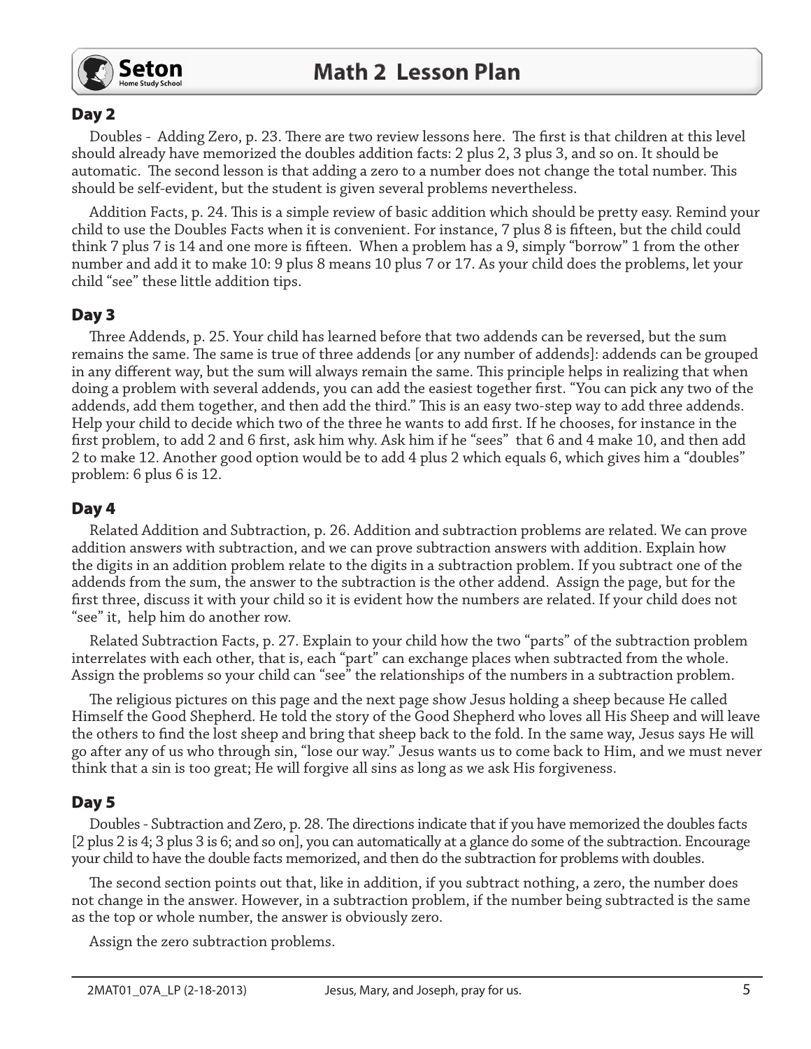## Day 2

Doubles - Adding Zero, p. 23. There are two review lessons here. The first is that children at this level should already have memorized the doubles addition facts: 2 plus 2, 3 plus 3, and so on. It should be automatic. The second lesson is that adding a zero to a number does not change the total number. This should be self-evident, but the student is given several problems nevertheless.

Addition Facts, p. 24. This is a simple review of basic addition which should be pretty easy. Remind your child to use the Doubles Facts when it is convenient. For instance, 7 plus 8 is fifteen, but the child could think 7 plus 7 is 14 and one more is fifteen. When a problem has a 9, simply "borrow" 1 from the other number and add it to make 10: 9 plus 8 means 10 plus 7 or 17. As your child does the problems, let your child "see" these little addition tips.

## Day 3

Three Addends, p. 25. Your child has learned before that two addends can be reversed, but the sum remains the same. The same is true of three addends [or any number of addends]: addends can be grouped in any different way, but the sum will always remain the same. This principle helps in realizing that when doing a problem with several addends, you can add the easiest together first. "You can pick any two of the addends, add them together, and then add the third." This is an easy two-step way to add three addends. Help your child to decide which two of the three he wants to add first. If he chooses, for instance in the first problem, to add 2 and 6 first, ask him why. Ask him if he "sees" that 6 and 4 make 10, and then add 2 to make 12. Another good option would be to add 4 plus 2 which equals 6, which gives him a "doubles" problem: 6 plus 6 is 12.

## Day 4

Related Addition and Subtraction, p. 26. Addition and subtraction problems are related. We can prove addition answers with subtraction, and we can prove subtraction answers with addition. Explain how the digits in an addition problem relate to the digits in a subtraction problem. If you subtract one of the addends from the sum, the answer to the subtraction is the other addend. Assign the page, but for the first three, discuss it with your child so it is evident how the numbers are related. If your child does not "see" it, help him do another row.

Related Subtraction Facts, p. 27. Explain to your child how the two "parts" of the subtraction problem interrelates with each other, that is, each "part" can exchange places when subtracted from the whole. Assign the problems so your child can "see" the relationships of the numbers in a subtraction problem.

The religious pictures on this page and the next page show Jesus holding a sheep because He called Himself the Good Shepherd. He told the story of the Good Shepherd who loves all His Sheep and will leave the others to find the lost sheep and bring that sheep back to the fold. In the same way, Jesus says He will go after any of us who through sin, "lose our way." Jesus wants us to come back to Him, and we must never think that a sin is too great; He will forgive all sins as long as we ask His forgiveness.

## Day 5

Doubles - Subtraction and Zero, p. 28. The directions indicate that if you have memorized the doubles facts [2 plus 2 is 4; 3 plus 3 is 6; and so on], you can automatically at a glance do some of the subtraction. Encourage your child to have the double facts memorized, and then do the subtraction for problems with doubles.

The second section points out that, like in addition, if you subtract nothing, a zero, the number does not change in the answer. However, in a subtraction problem, if the number being subtracted is the same as the top or whole number, the answer is obviously zero.

Assign the zero subtraction problems.